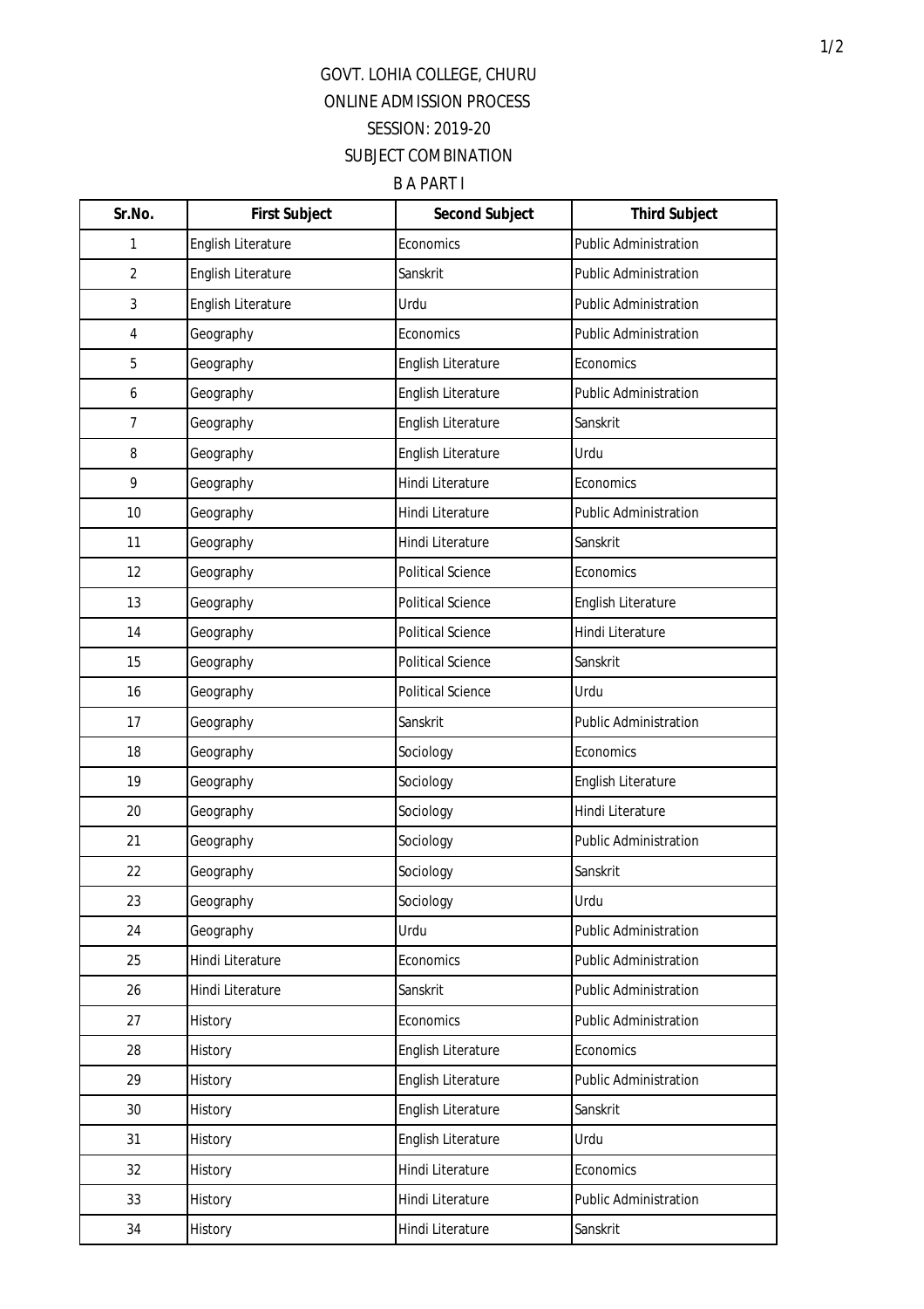# GOVT. LOHIA COLLEGE, CHURU

## ONLINE ADMISSION PROCESS

## SESSION: 2019-20

## SUBJECT COMBINATION

### B A PART I

| Sr.No. | First Subject | Second Subject | Third Subject |
|---|---|---|---|
| 1 | English Literature | Economics | Public Administration |
| 2 | English Literature | Sanskrit | Public Administration |
| 3 | English Literature | Urdu | Public Administration |
| 4 | Geography | Economics | Public Administration |
| 5 | Geography | English Literature | Economics |
| 6 | Geography | English Literature | Public Administration |
| 7 | Geography | English Literature | Sanskrit |
| 8 | Geography | English Literature | Urdu |
| 9 | Geography | Hindi Literature | Economics |
| 10 | Geography | Hindi Literature | Public Administration |
| 11 | Geography | Hindi Literature | Sanskrit |
| 12 | Geography | Political Science | Economics |
| 13 | Geography | Political Science | English Literature |
| 14 | Geography | Political Science | Hindi Literature |
| 15 | Geography | Political Science | Sanskrit |
| 16 | Geography | Political Science | Urdu |
| 17 | Geography | Sanskrit | Public Administration |
| 18 | Geography | Sociology | Economics |
| 19 | Geography | Sociology | English Literature |
| 20 | Geography | Sociology | Hindi Literature |
| 21 | Geography | Sociology | Public Administration |
| 22 | Geography | Sociology | Sanskrit |
| 23 | Geography | Sociology | Urdu |
| 24 | Geography | Urdu | Public Administration |
| 25 | Hindi Literature | Economics | Public Administration |
| 26 | Hindi Literature | Sanskrit | Public Administration |
| 27 | History | Economics | Public Administration |
| 28 | History | English Literature | Economics |
| 29 | History | English Literature | Public Administration |
| 30 | History | English Literature | Sanskrit |
| 31 | History | English Literature | Urdu |
| 32 | History | Hindi Literature | Economics |
| 33 | History | Hindi Literature | Public Administration |
| 34 | History | Hindi Literature | Sanskrit |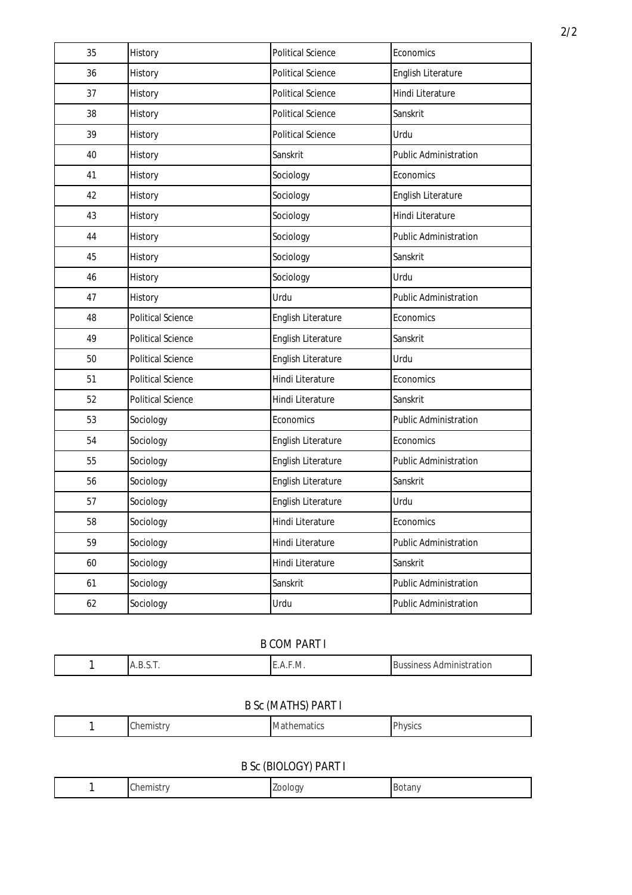| | | | |
|---|---|---|---|
| 35 | History | Political Science | Economics |
| 36 | History | Political Science | English Literature |
| 37 | History | Political Science | Hindi Literature |
| 38 | History | Political Science | Sanskrit |
| 39 | History | Political Science | Urdu |
| 40 | History | Sanskrit | Public Administration |
| 41 | History | Sociology | Economics |
| 42 | History | Sociology | English Literature |
| 43 | History | Sociology | Hindi Literature |
| 44 | History | Sociology | Public Administration |
| 45 | History | Sociology | Sanskrit |
| 46 | History | Sociology | Urdu |
| 47 | History | Urdu | Public Administration |
| 48 | Political Science | English Literature | Economics |
| 49 | Political Science | English Literature | Sanskrit |
| 50 | Political Science | English Literature | Urdu |
| 51 | Political Science | Hindi Literature | Economics |
| 52 | Political Science | Hindi Literature | Sanskrit |
| 53 | Sociology | Economics | Public Administration |
| 54 | Sociology | English Literature | Economics |
| 55 | Sociology | English Literature | Public Administration |
| 56 | Sociology | English Literature | Sanskrit |
| 57 | Sociology | English Literature | Urdu |
| 58 | Sociology | Hindi Literature | Economics |
| 59 | Sociology | Hindi Literature | Public Administration |
| 60 | Sociology | Hindi Literature | Sanskrit |
| 61 | Sociology | Sanskrit | Public Administration |
| 62 | Sociology | Urdu | Public Administration |

## B COM PART I

| | | | |
|---|---|---|---|
| 1 | A.B.S.T. | E.A.F.M. | Bussiness Administration |

## B Sc (MATHS) PART I

| | | | |
|---|---|---|---|
| 1 | Chemistry | Mathematics | Physics |

## B Sc (BIOLOGY) PART I

| | | | |
|---|---|---|---|
| 1 | Chemistry | Zoology | Botany |